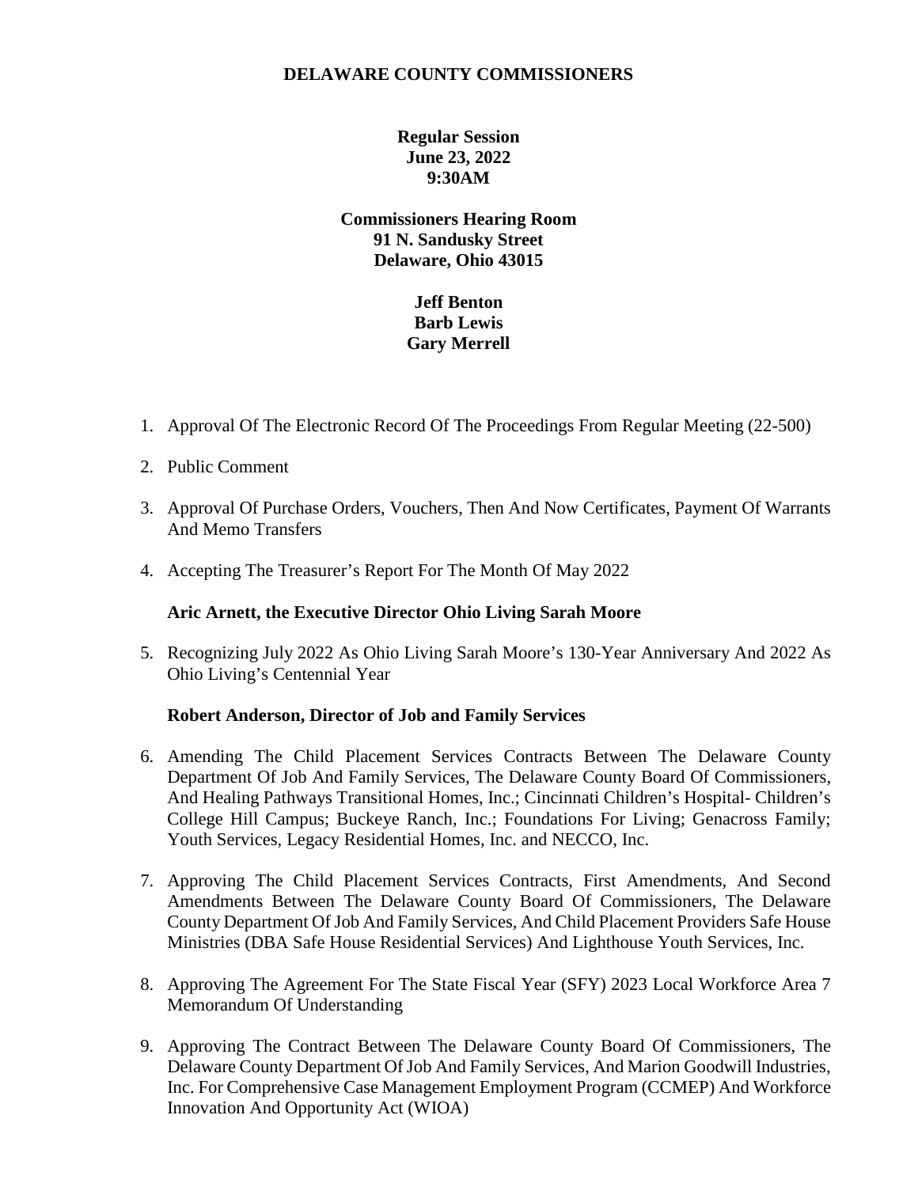# DELAWARE COUNTY COMMISSIONERS

**Regular Session**
**June 23, 2022**
**9:30AM**

**Commissioners Hearing Room**
**91 N. Sandusky Street**
**Delaware, Ohio 43015**

**Jeff Benton**
**Barb Lewis**
**Gary Merrell**

1. Approval Of The Electronic Record Of The Proceedings From Regular Meeting (22-500)

2. Public Comment

3. Approval Of Purchase Orders, Vouchers, Then And Now Certificates, Payment Of Warrants And Memo Transfers

4. Accepting The Treasurer's Report For The Month Of May 2022

**Aric Arnett, the Executive Director Ohio Living Sarah Moore**

5. Recognizing July 2022 As Ohio Living Sarah Moore's 130-Year Anniversary And 2022 As Ohio Living's Centennial Year

**Robert Anderson, Director of Job and Family Services**

6. Amending The Child Placement Services Contracts Between The Delaware County Department Of Job And Family Services, The Delaware County Board Of Commissioners, And Healing Pathways Transitional Homes, Inc.; Cincinnati Children's Hospital- Children's College Hill Campus; Buckeye Ranch, Inc.; Foundations For Living; Genacross Family; Youth Services, Legacy Residential Homes, Inc. and NECCO, Inc.

7. Approving The Child Placement Services Contracts, First Amendments, And Second Amendments Between The Delaware County Board Of Commissioners, The Delaware County Department Of Job And Family Services, And Child Placement Providers Safe House Ministries (DBA Safe House Residential Services) And Lighthouse Youth Services, Inc.

8. Approving The Agreement For The State Fiscal Year (SFY) 2023 Local Workforce Area 7 Memorandum Of Understanding

9. Approving The Contract Between The Delaware County Board Of Commissioners, The Delaware County Department Of Job And Family Services, And Marion Goodwill Industries, Inc. For Comprehensive Case Management Employment Program (CCMEP) And Workforce Innovation And Opportunity Act (WIOA)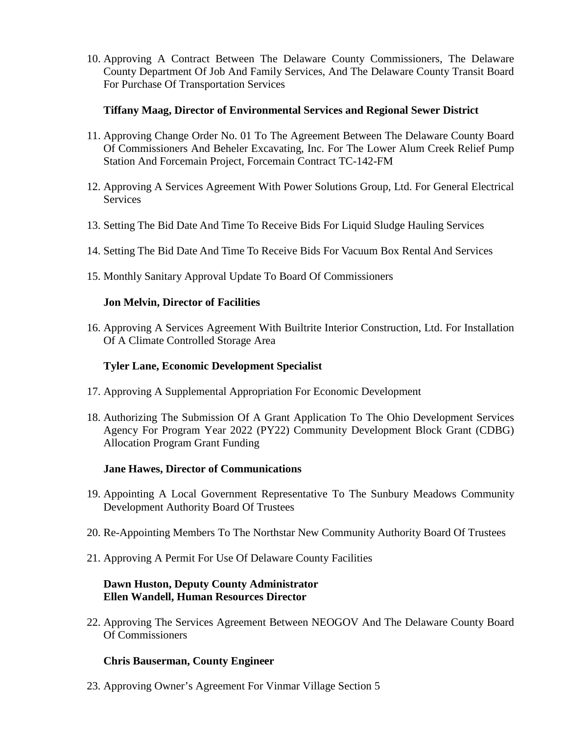10. Approving A Contract Between The Delaware County Commissioners, The Delaware County Department Of Job And Family Services, And The Delaware County Transit Board For Purchase Of Transportation Services

**Tiffany Maag, Director of Environmental Services and Regional Sewer District**

11. Approving Change Order No. 01 To The Agreement Between The Delaware County Board Of Commissioners And Beheler Excavating, Inc. For The Lower Alum Creek Relief Pump Station And Forcemain Project, Forcemain Contract TC-142-FM

12. Approving A Services Agreement With Power Solutions Group, Ltd. For General Electrical Services

13. Setting The Bid Date And Time To Receive Bids For Liquid Sludge Hauling Services

14. Setting The Bid Date And Time To Receive Bids For Vacuum Box Rental And Services

15. Monthly Sanitary Approval Update To Board Of Commissioners

**Jon Melvin, Director of Facilities**

16. Approving A Services Agreement With Builtrite Interior Construction, Ltd. For Installation Of A Climate Controlled Storage Area

**Tyler Lane, Economic Development Specialist**

17. Approving A Supplemental Appropriation For Economic Development

18. Authorizing The Submission Of A Grant Application To The Ohio Development Services Agency For Program Year 2022 (PY22) Community Development Block Grant (CDBG) Allocation Program Grant Funding

**Jane Hawes, Director of Communications**

19. Appointing A Local Government Representative To The Sunbury Meadows Community Development Authority Board Of Trustees

20. Re-Appointing Members To The Northstar New Community Authority Board Of Trustees

21. Approving A Permit For Use Of Delaware County Facilities

**Dawn Huston, Deputy County Administrator**
**Ellen Wandell, Human Resources Director**

22. Approving The Services Agreement Between NEOGOV And The Delaware County Board Of Commissioners

**Chris Bauserman, County Engineer**

23. Approving Owner's Agreement For Vinmar Village Section 5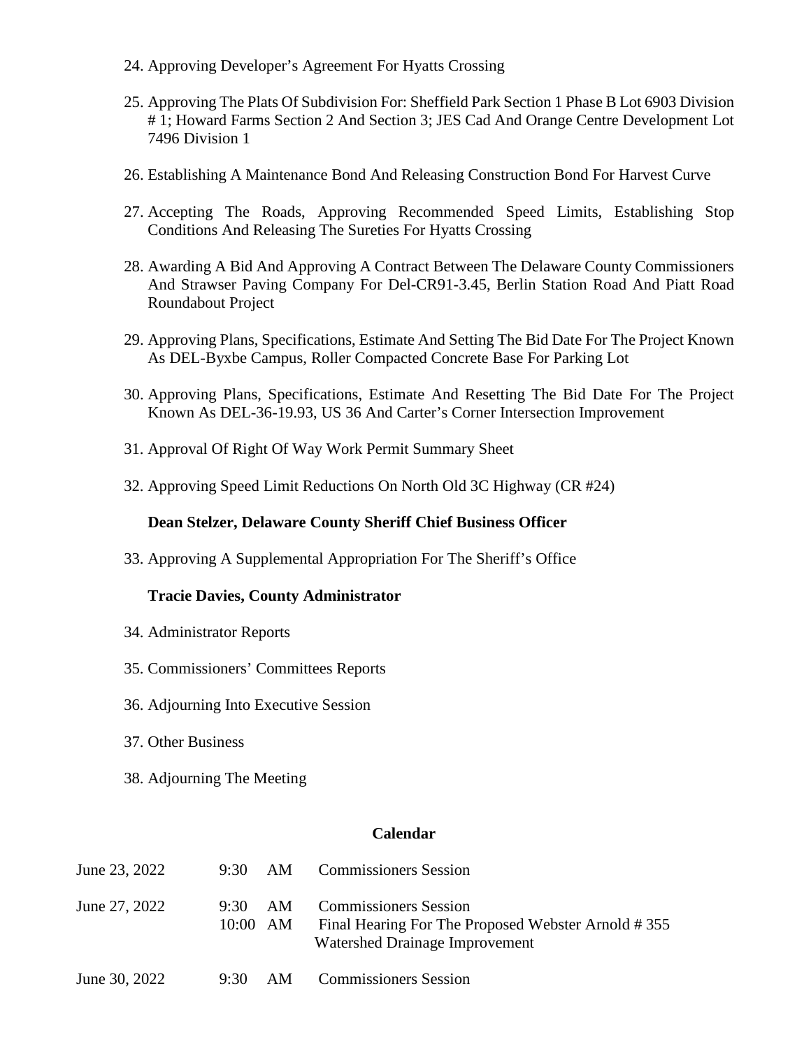24. Approving Developer's Agreement For Hyatts Crossing

25. Approving The Plats Of Subdivision For: Sheffield Park Section 1 Phase B Lot 6903 Division # 1; Howard Farms Section 2 And Section 3; JES Cad And Orange Centre Development Lot 7496 Division 1

26. Establishing A Maintenance Bond And Releasing Construction Bond For Harvest Curve

27. Accepting The Roads, Approving Recommended Speed Limits, Establishing Stop Conditions And Releasing The Sureties For Hyatts Crossing

28. Awarding A Bid And Approving A Contract Between The Delaware County Commissioners And Strawser Paving Company For Del-CR91-3.45, Berlin Station Road And Piatt Road Roundabout Project

29. Approving Plans, Specifications, Estimate And Setting The Bid Date For The Project Known As DEL-Byxbe Campus, Roller Compacted Concrete Base For Parking Lot

30. Approving Plans, Specifications, Estimate And Resetting The Bid Date For The Project Known As DEL-36-19.93, US 36 And Carter's Corner Intersection Improvement

31. Approval Of Right Of Way Work Permit Summary Sheet

32. Approving Speed Limit Reductions On North Old 3C Highway (CR #24)

**Dean Stelzer, Delaware County Sheriff Chief Business Officer**

33. Approving A Supplemental Appropriation For The Sheriff's Office

**Tracie Davies, County Administrator**

34. Administrator Reports

35. Commissioners' Committees Reports

36. Adjourning Into Executive Session

37. Other Business

38. Adjourning The Meeting

**Calendar**

| | | |
|---|---|---|
| June 23, 2022 | 9:30 AM | Commissioners Session |
| June 27, 2022 | 9:30 AM | Commissioners Session |
| | 10:00 AM | Final Hearing For The Proposed Webster Arnold # 355 Watershed Drainage Improvement |
| June 30, 2022 | 9:30 AM | Commissioners Session |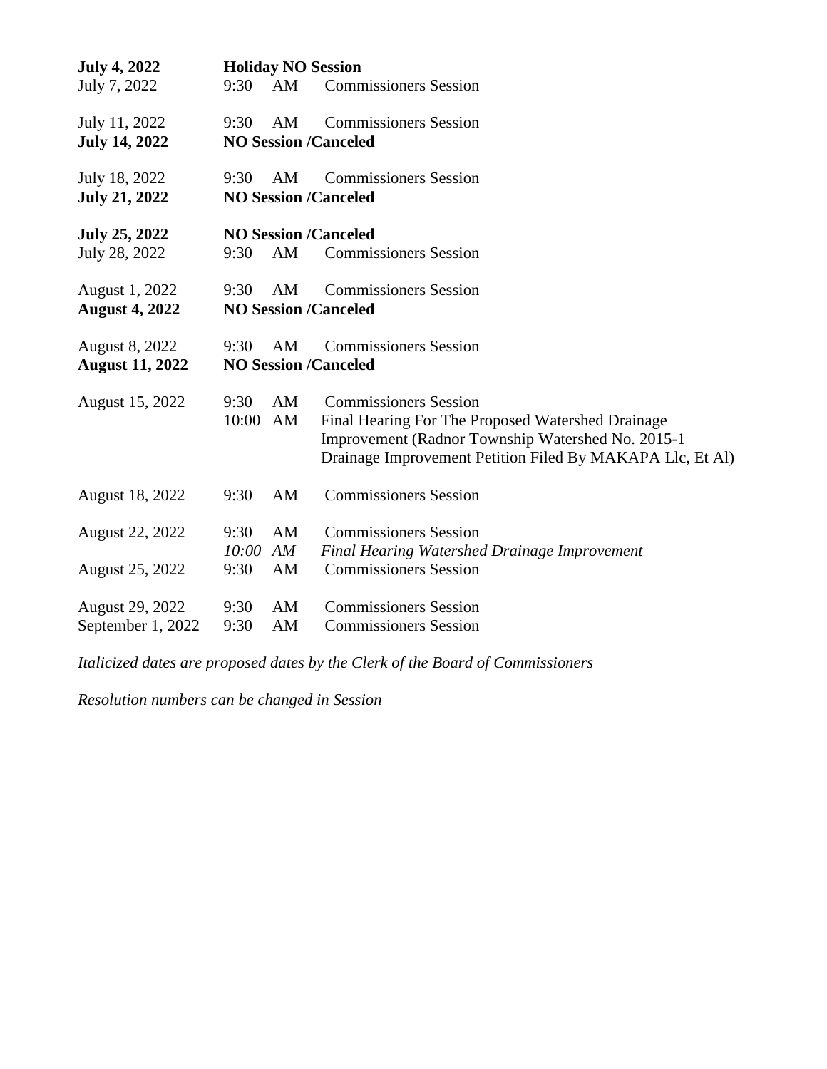| | | | |
|---|---|---|---|
| **July 4, 2022** | **Holiday NO Session** | | |
| July 7, 2022 | 9:30 | AM | Commissioners Session |
| July 11, 2022 | 9:30 | AM | Commissioners Session |
| **July 14, 2022** | **NO Session /Canceled** | | |
| July 18, 2022 | 9:30 | AM | Commissioners Session |
| **July 21, 2022** | **NO Session /Canceled** | | |
| **July 25, 2022** | **NO Session /Canceled** | | |
| July 28, 2022 | 9:30 | AM | Commissioners Session |
| August 1, 2022 | 9:30 | AM | Commissioners Session |
| **August 4, 2022** | **NO Session /Canceled** | | |
| August 8, 2022 | 9:30 | AM | Commissioners Session |
| **August 11, 2022** | **NO Session /Canceled** | | |
| August 15, 2022 | 9:30 | AM | Commissioners Session |
| | 10:00 | AM | Final Hearing For The Proposed Watershed Drainage Improvement (Radnor Township Watershed No. 2015-1 Drainage Improvement Petition Filed By MAKAPA Llc, Et Al) |
| August 18, 2022 | 9:30 | AM | Commissioners Session |
| August 22, 2022 | 9:30 | AM | Commissioners Session |
| | *10:00* | *AM* | *Final Hearing Watershed Drainage Improvement* |
| August 25, 2022 | 9:30 | AM | Commissioners Session |
| August 29, 2022 | 9:30 | AM | Commissioners Session |
| September 1, 2022 | 9:30 | AM | Commissioners Session |

*Italicized dates are proposed dates by the Clerk of the Board of Commissioners*

*Resolution numbers can be changed in Session*